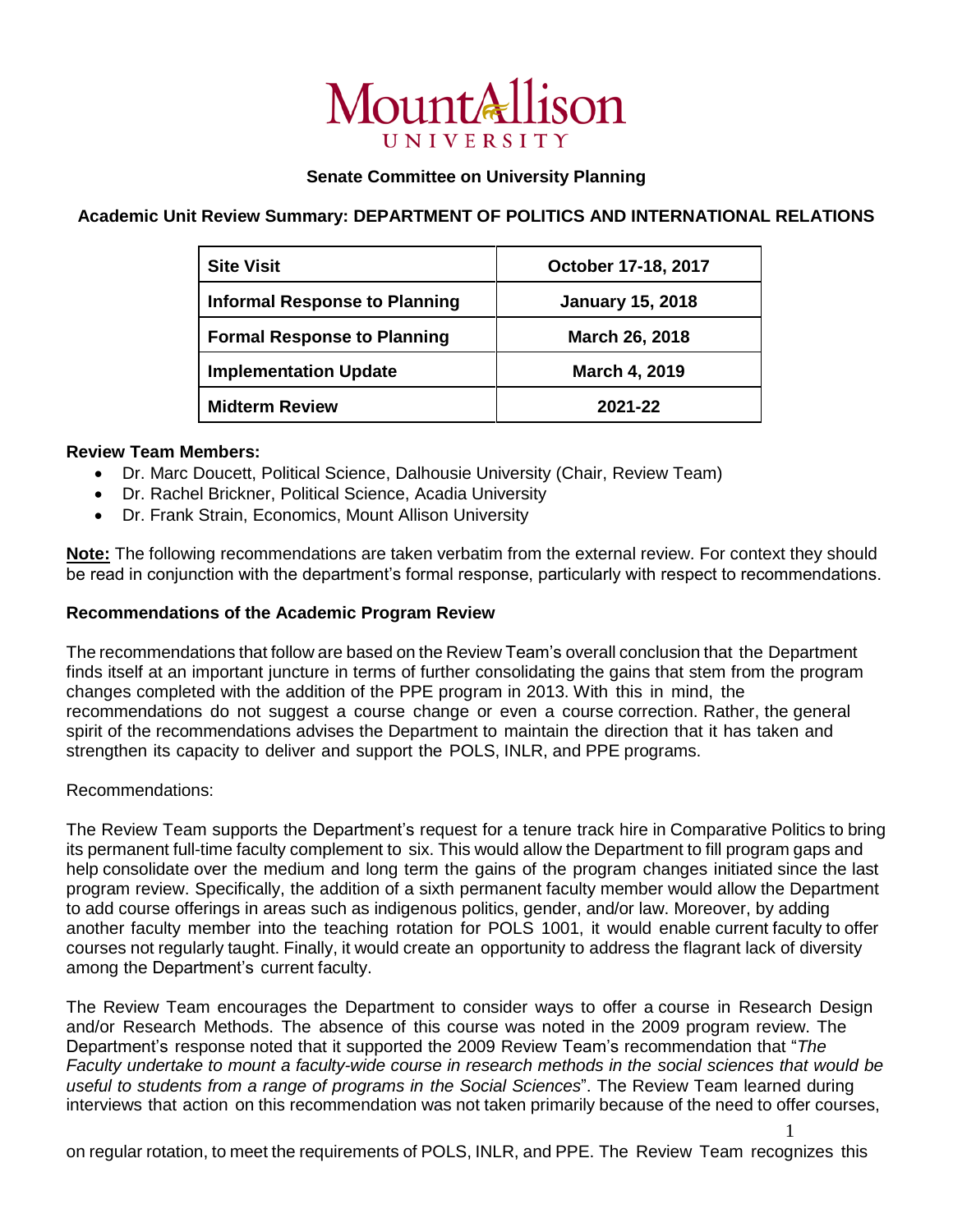# Mount Allison University

**Senate Committee on University Planning**

**Academic Unit Review Summary: DEPARTMENT OF POLITICS AND INTERNATIONAL RELATIONS**

| Site Visit | October 17-18, 2017 |
| --- | --- |
| **Informal Response to Planning** | **January 15, 2018** |
| **Formal Response to Planning** | **March 26, 2018** |
| **Implementation Update** | **March 4, 2019** |
| **Midterm Review** | **2021-22** |

**Review Team Members:**

- Dr. Marc Doucett, Political Science, Dalhousie University (Chair, Review Team)
- Dr. Rachel Brickner, Political Science, Acadia University
- Dr. Frank Strain, Economics, Mount Allison University

**Note:** The following recommendations are taken verbatim from the external review. For context they should be read in conjunction with the department's formal response, particularly with respect to recommendations.

**Recommendations of the Academic Program Review**

The recommendations that follow are based on the Review Team's overall conclusion that the Department finds itself at an important juncture in terms of further consolidating the gains that stem from the program changes completed with the addition of the PPE program in 2013. With this in mind, the recommendations do not suggest a course change or even a course correction. Rather, the general spirit of the recommendations advises the Department to maintain the direction that it has taken and strengthen its capacity to deliver and support the POLS, INLR, and PPE programs.

Recommendations:

The Review Team supports the Department's request for a tenure track hire in Comparative Politics to bring its permanent full-time faculty complement to six. This would allow the Department to fill program gaps and help consolidate over the medium and long term the gains of the program changes initiated since the last program review. Specifically, the addition of a sixth permanent faculty member would allow the Department to add course offerings in areas such as indigenous politics, gender, and/or law. Moreover, by adding another faculty member into the teaching rotation for POLS 1001, it would enable current faculty to offer courses not regularly taught. Finally, it would create an opportunity to address the flagrant lack of diversity among the Department's current faculty.

The Review Team encourages the Department to consider ways to offer a course in Research Design and/or Research Methods. The absence of this course was noted in the 2009 program review. The Department's response noted that it supported the 2009 Review Team's recommendation that "*The Faculty undertake to mount a faculty-wide course in research methods in the social sciences that would be useful to students from a range of programs in the Social Sciences*". The Review Team learned during interviews that action on this recommendation was not taken primarily because of the need to offer courses, on regular rotation, to meet the requirements of POLS, INLR, and PPE. The Review Team recognizes this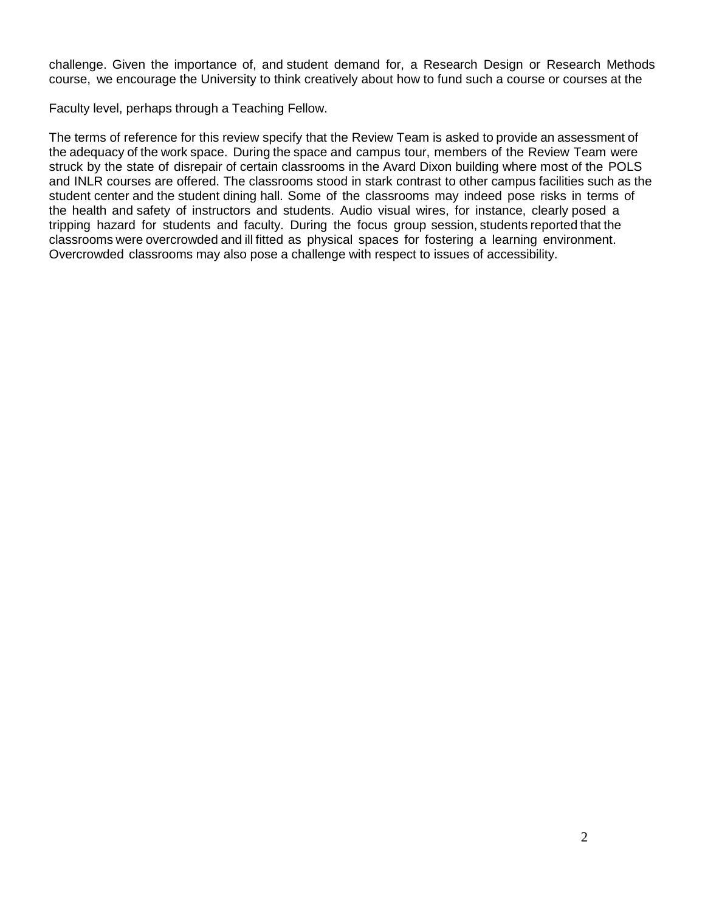challenge. Given the importance of, and student demand for, a Research Design or Research Methods course, we encourage the University to think creatively about how to fund such a course or courses at the

Faculty level, perhaps through a Teaching Fellow.

The terms of reference for this review specify that the Review Team is asked to provide an assessment of the adequacy of the work space. During the space and campus tour, members of the Review Team were struck by the state of disrepair of certain classrooms in the Avard Dixon building where most of the POLS and INLR courses are offered. The classrooms stood in stark contrast to other campus facilities such as the student center and the student dining hall. Some of the classrooms may indeed pose risks in terms of the health and safety of instructors and students. Audio visual wires, for instance, clearly posed a tripping hazard for students and faculty. During the focus group session, students reported that the classrooms were overcrowded and ill fitted as physical spaces for fostering a learning environment. Overcrowded classrooms may also pose a challenge with respect to issues of accessibility.